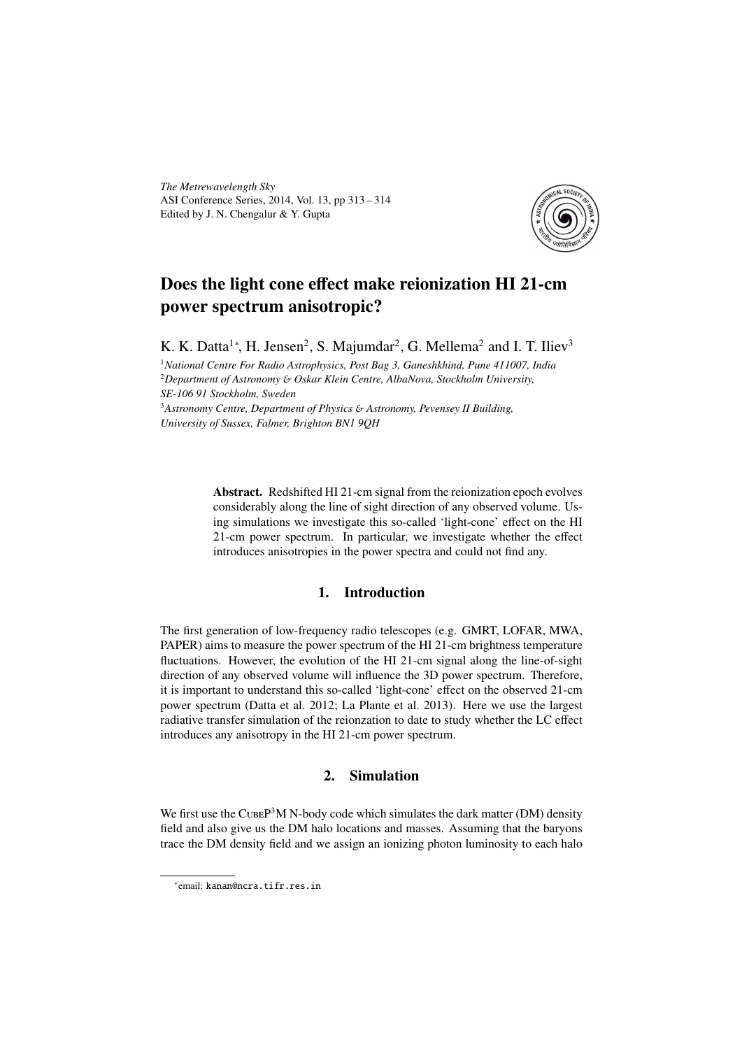*The Metrewavelength Sky*
ASI Conference Series, 2014, Vol. 13, pp 313 – 314
Edited by J. N. Chengalur & Y. Gupta

# Does the light cone effect make reionization HI 21-cm power spectrum anisotropic?

K. K. Datta[1]*, H. Jensen[2], S. Majumdar[2], G. Mellema[2] and I. T. Iliev[3]

[1]*National Centre For Radio Astrophysics, Post Bag 3, Ganeshkhind, Pune 411007, India*
[2]*Department of Astronomy & Oskar Klein Centre, AlbaNova, Stockholm University, SE-106 91 Stockholm, Sweden*
[3]*Astronomy Centre, Department of Physics & Astronomy, Pevensey II Building, University of Sussex, Falmer, Brighton BN1 9QH*

**Abstract.** Redshifted HI 21-cm signal from the reionization epoch evolves considerably along the line of sight direction of any observed volume. Using simulations we investigate this so-called 'light-cone' effect on the HI 21-cm power spectrum. In particular, we investigate whether the effect introduces anisotropies in the power spectra and could not find any.

## 1. Introduction

The first generation of low-frequency radio telescopes (e.g. GMRT, LOFAR, MWA, PAPER) aims to measure the power spectrum of the HI 21-cm brightness temperature fluctuations. However, the evolution of the HI 21-cm signal along the line-of-sight direction of any observed volume will influence the 3D power spectrum. Therefore, it is important to understand this so-called 'light-cone' effect on the observed 21-cm power spectrum (Datta et al. 2012; La Plante et al. 2013). Here we use the largest radiative transfer simulation of the reionzation to date to study whether the LC effect introduces any anisotropy in the HI 21-cm power spectrum.

## 2. Simulation

We first use the CubeP$^3$M N-body code which simulates the dark matter (DM) density field and also give us the DM halo locations and masses. Assuming that the baryons trace the DM density field and we assign an ionizing photon luminosity to each halo

*email: kanan@ncra.tifr.res.in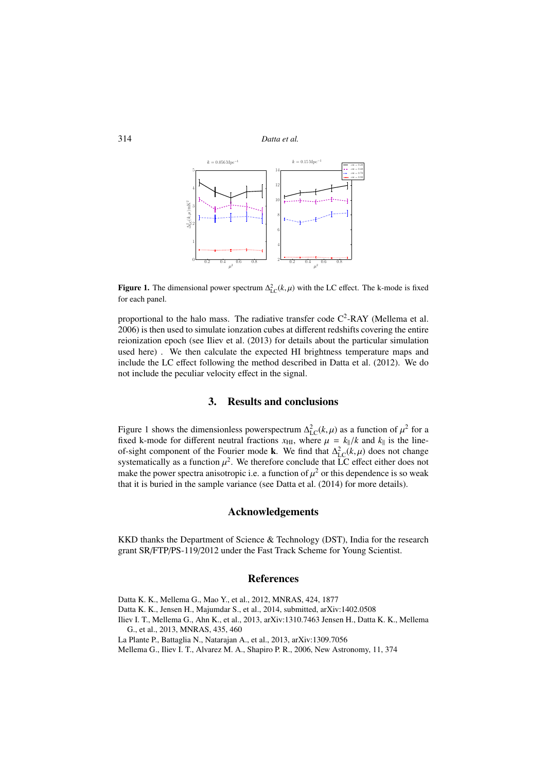$k = 0.056\,\mathrm{Mpc}^{-1}$

$k = 0.15\,\mathrm{Mpc}^{-1}$

$\Delta^2_{LC}(k,\mu)\,\mathrm{mK}^2$

$\mu^2$

$x_{HI} = 0.29$
$x_{HI} = 0.48$
$x_{HI} = 0.78$
$x_{HI} = 0.98$

**Figure 1.** The dimensional power spectrum $\Delta^2_{LC}(k,\mu)$ with the LC effect. The k-mode is fixed for each panel.

proportional to the halo mass. The radiative transfer code $C^2$-RAY (Mellema et al. 2006) is then used to simulate ionzation cubes at different redshifts covering the entire reionization epoch (see Iliev et al. (2013) for details about the particular simulation used here) . We then calculate the expected HI brightness temperature maps and include the LC effect following the method described in Datta et al. (2012). We do not include the peculiar velocity effect in the signal.

## 3. Results and conclusions

Figure 1 shows the dimensionless powerspectrum $\Delta^2_{LC}(k,\mu)$ as a function of $\mu^2$ for a fixed k-mode for different neutral fractions $x_{HI}$, where $\mu = k_\parallel/k$ and $k_\parallel$ is the line-of-sight component of the Fourier mode $\mathbf{k}$. We find that $\Delta^2_{LC}(k,\mu)$ does not change systematically as a function $\mu^2$. We therefore conclude that LC effect either does not make the power spectra anisotropic i.e. a function of $\mu^2$ or this dependence is so weak that it is buried in the sample variance (see Datta et al. (2014) for more details).

## Acknowledgements

KKD thanks the Department of Science & Technology (DST), India for the research grant SR/FTP/PS-119/2012 under the Fast Track Scheme for Young Scientist.

## References

Datta K. K., Mellema G., Mao Y., et al., 2012, MNRAS, 424, 1877

Datta K. K., Jensen H., Majumdar S., et al., 2014, submitted, arXiv:1402.0508

Iliev I. T., Mellema G., Ahn K., et al., 2013, arXiv:1310.7463 Jensen H., Datta K. K., Mellema G., et al., 2013, MNRAS, 435, 460

La Plante P., Battaglia N., Natarajan A., et al., 2013, arXiv:1309.7056

Mellema G., Iliev I. T., Alvarez M. A., Shapiro P. R., 2006, New Astronomy, 11, 374